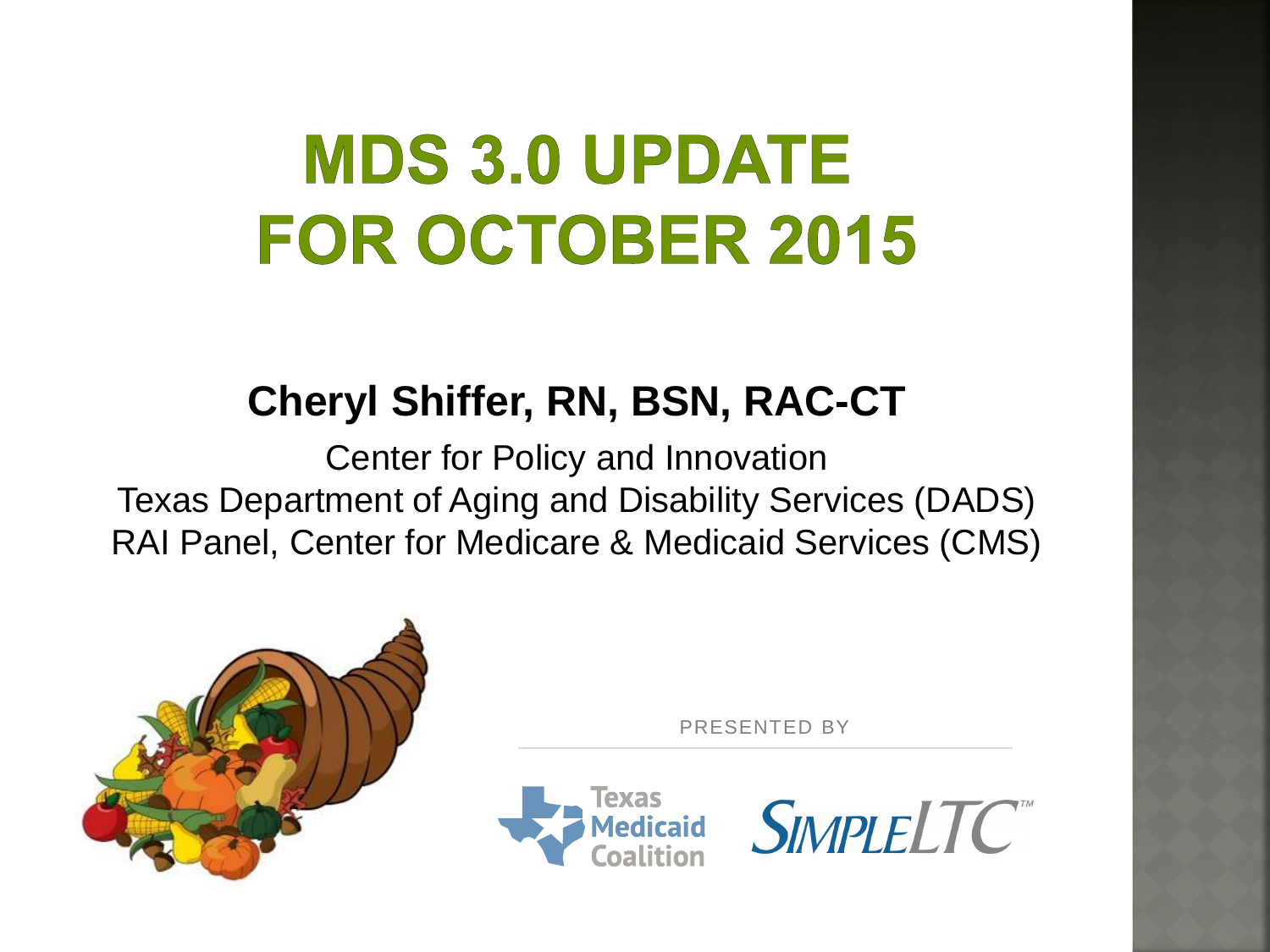# MDS 3.0 UPDATE FOR OCTOBER 2015

**Cheryl Shiffer, RN, BSN, RAC-CT**

Center for Policy and Innovation
Texas Department of Aging and Disability Services (DADS)
RAI Panel, Center for Medicare & Medicaid Services (CMS)

PRESENTED BY

Texas Medicaid Coalition

SimpleLTC™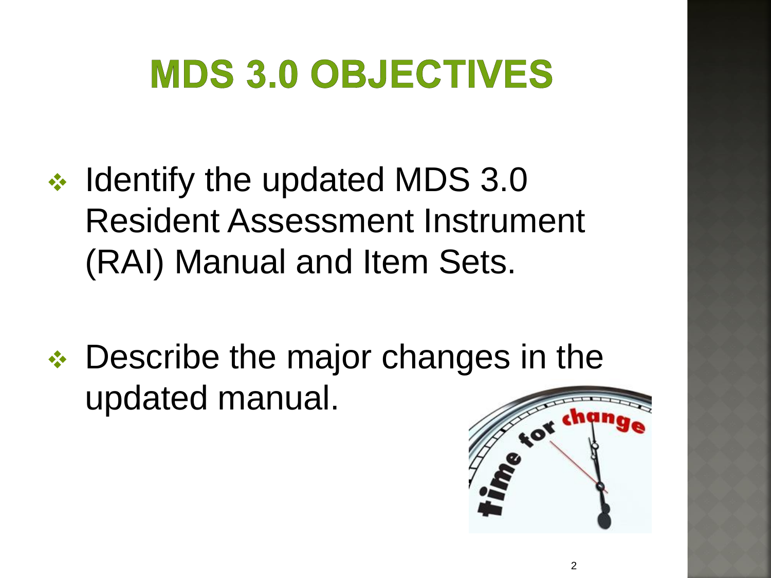# MDS 3.0 OBJECTIVES

- Identify the updated MDS 3.0 Resident Assessment Instrument (RAI) Manual and Item Sets.

- Describe the major changes in the updated manual.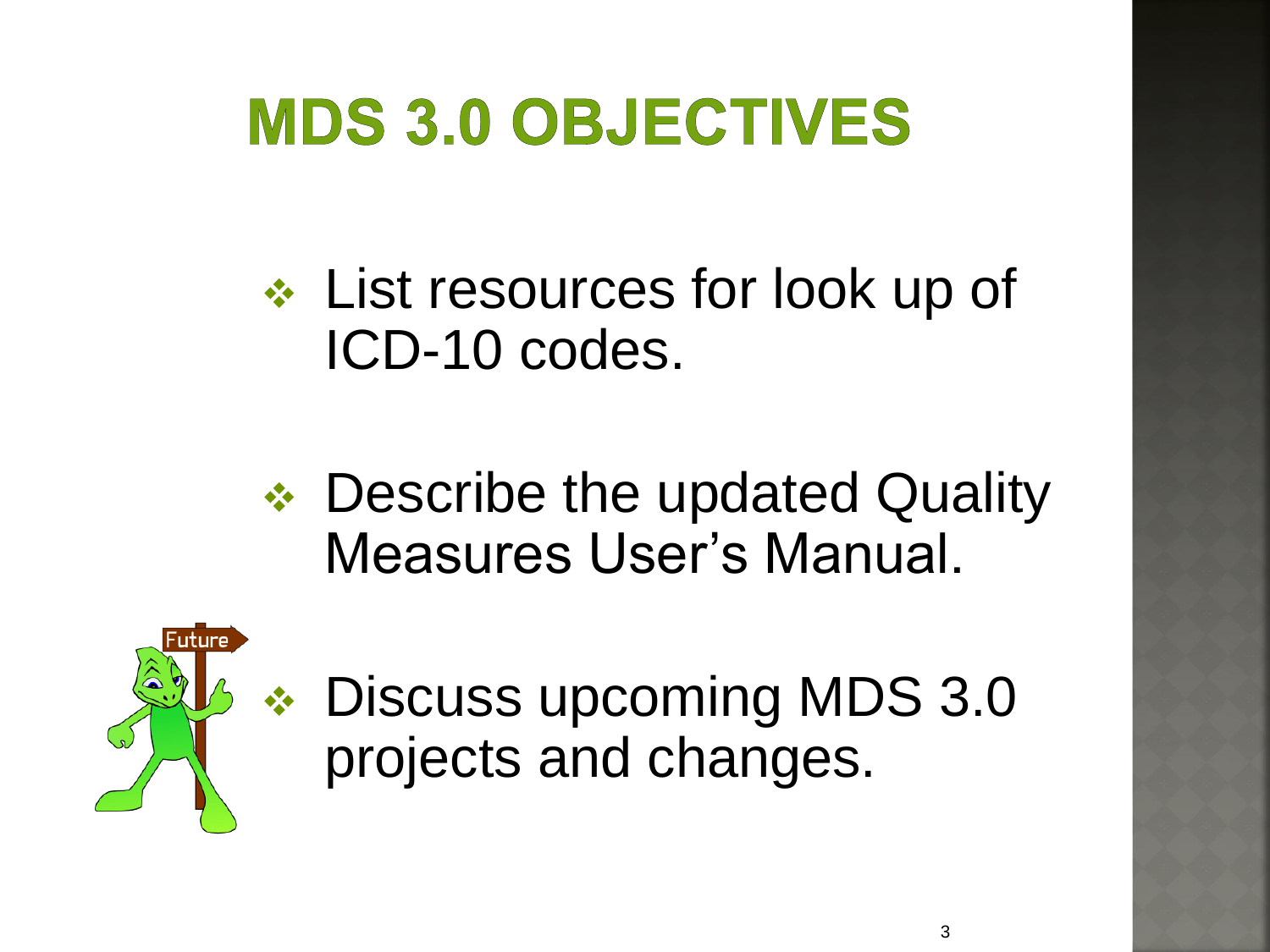# MDS 3.0 OBJECTIVES

- List resources for look up of ICD-10 codes.
- Describe the updated Quality Measures User's Manual.
- Discuss upcoming MDS 3.0 projects and changes.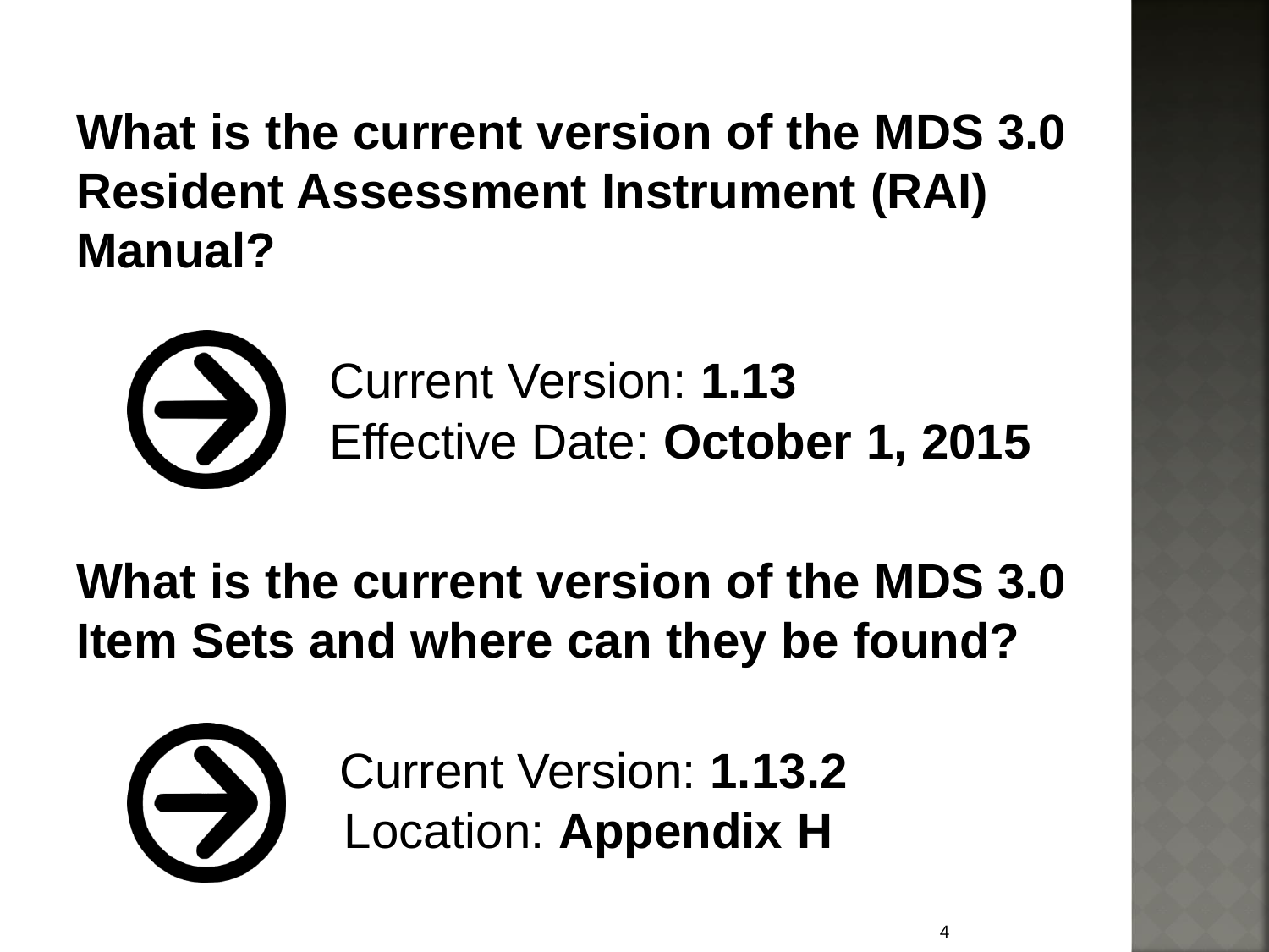**What is the current version of the MDS 3.0 Resident Assessment Instrument (RAI) Manual?**

Current Version: **1.13**
Effective Date: **October 1, 2015**

**What is the current version of the MDS 3.0 Item Sets and where can they be found?**

Current Version: **1.13.2**
Location: **Appendix H**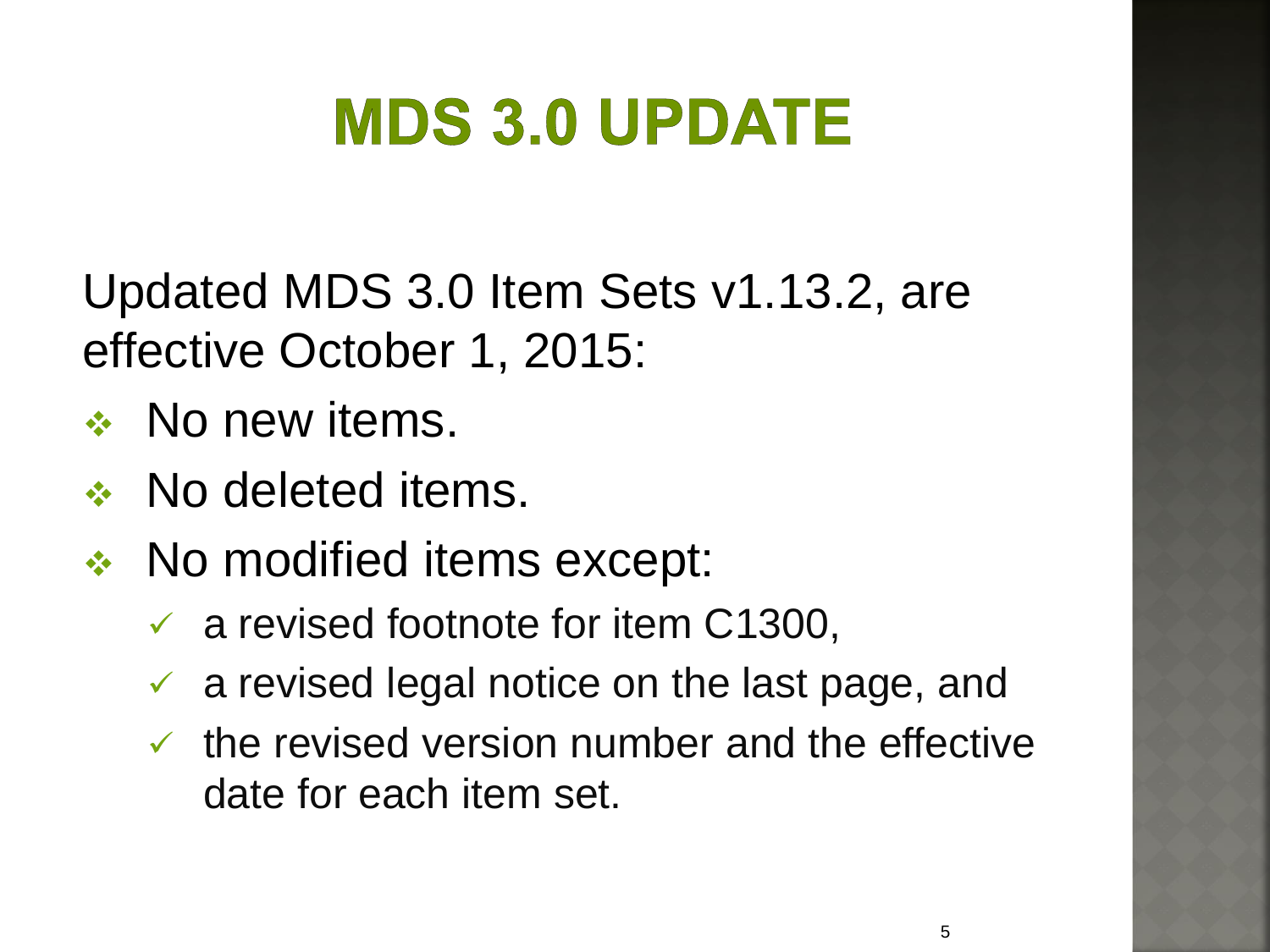# MDS 3.0 UPDATE

Updated MDS 3.0 Item Sets v1.13.2, are effective October 1, 2015:

- No new items.
- No deleted items.
- No modified items except:
  - a revised footnote for item C1300,
  - a revised legal notice on the last page, and
  - the revised version number and the effective date for each item set.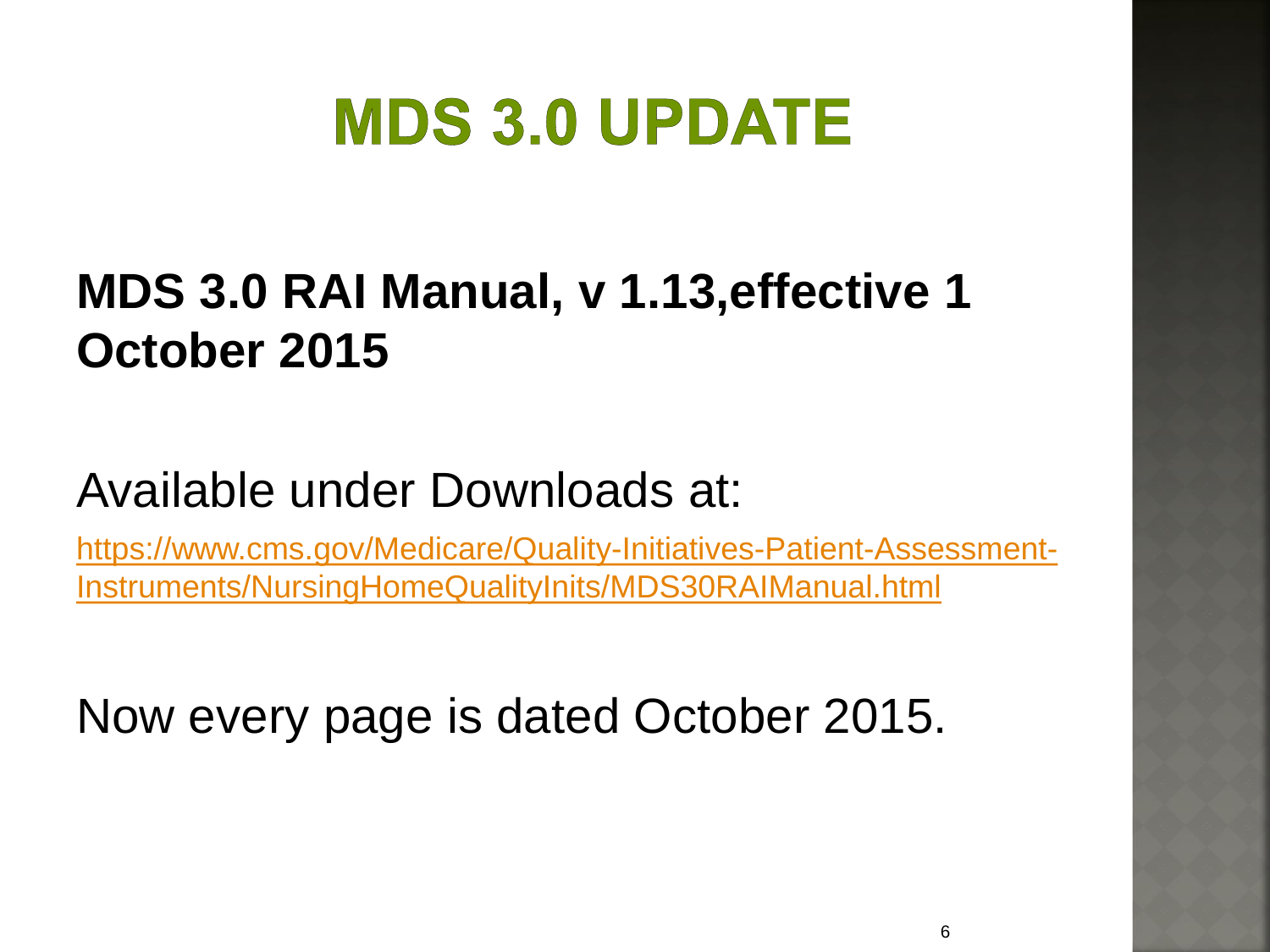# MDS 3.0 UPDATE

**MDS 3.0 RAI Manual, v 1.13,effective 1 October 2015**

Available under Downloads at:

https://www.cms.gov/Medicare/Quality-Initiatives-Patient-Assessment-Instruments/NursingHomeQualityInits/MDS30RAIManual.html

Now every page is dated October 2015.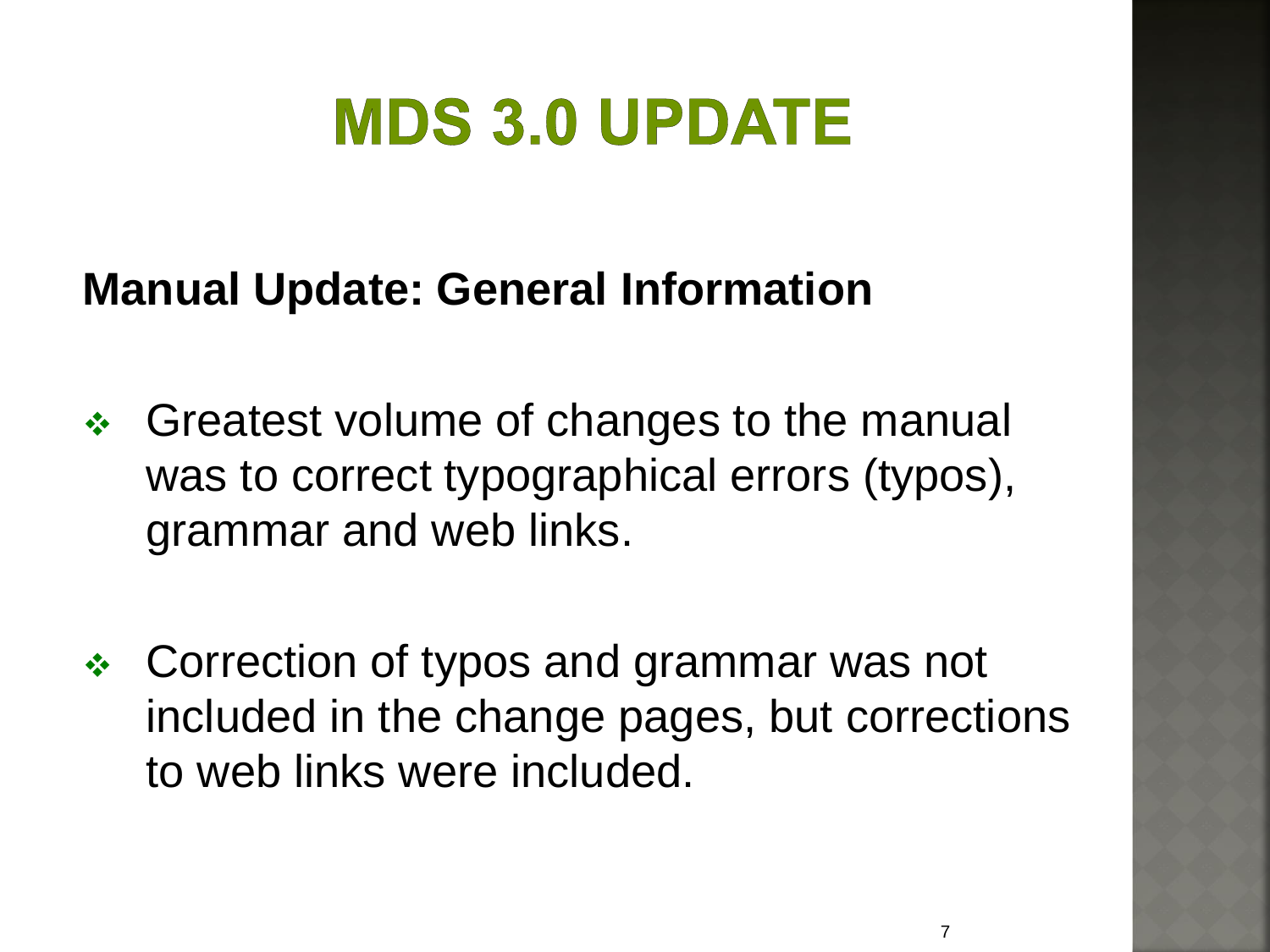# MDS 3.0 UPDATE

## Manual Update: General Information

- Greatest volume of changes to the manual was to correct typographical errors (typos), grammar and web links.

- Correction of typos and grammar was not included in the change pages, but corrections to web links were included.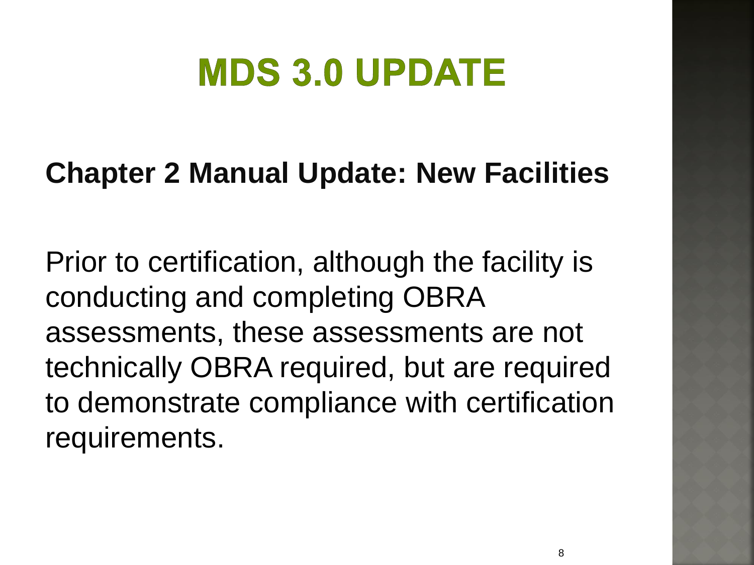# MDS 3.0 UPDATE

**Chapter 2 Manual Update: New Facilities**

Prior to certification, although the facility is conducting and completing OBRA assessments, these assessments are not technically OBRA required, but are required to demonstrate compliance with certification requirements.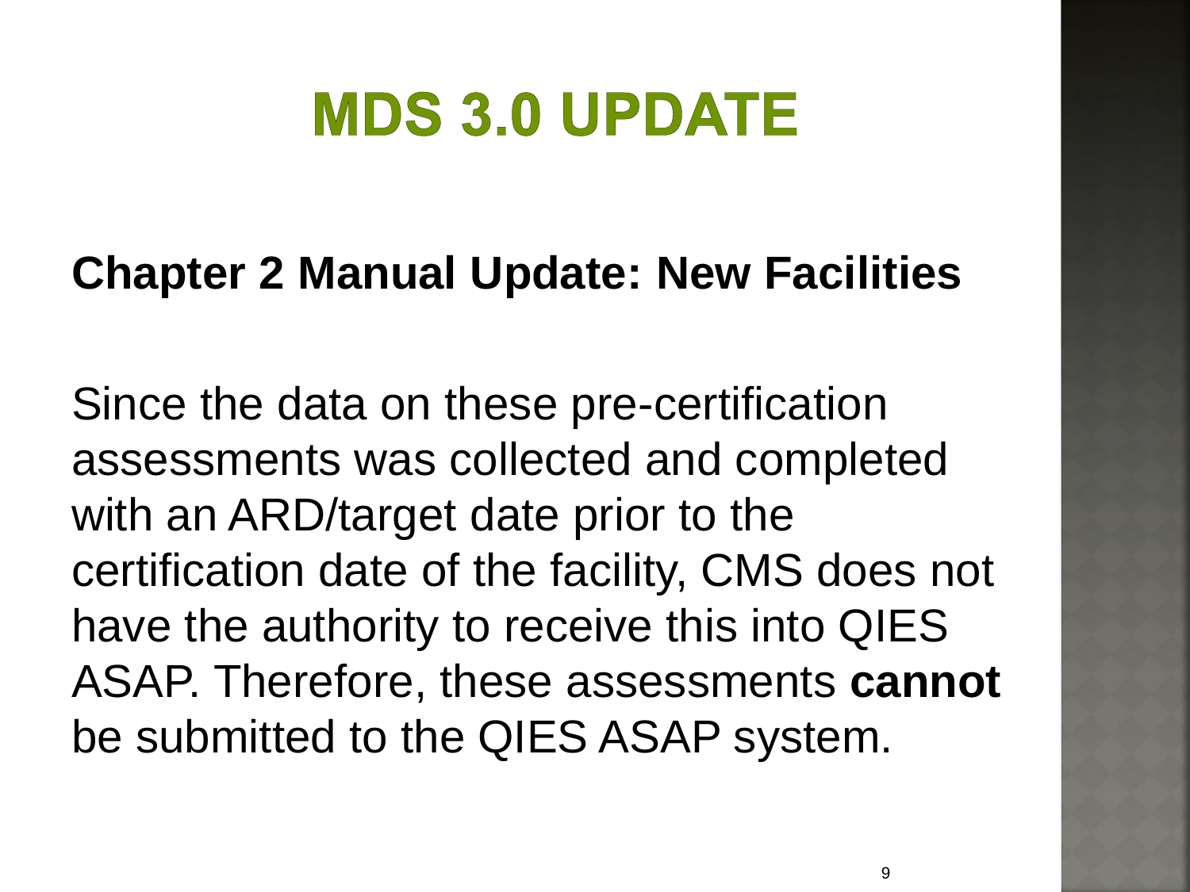# MDS 3.0 UPDATE

**Chapter 2 Manual Update: New Facilities**

Since the data on these pre-certification assessments was collected and completed with an ARD/target date prior to the certification date of the facility, CMS does not have the authority to receive this into QIES ASAP. Therefore, these assessments **cannot** be submitted to the QIES ASAP system.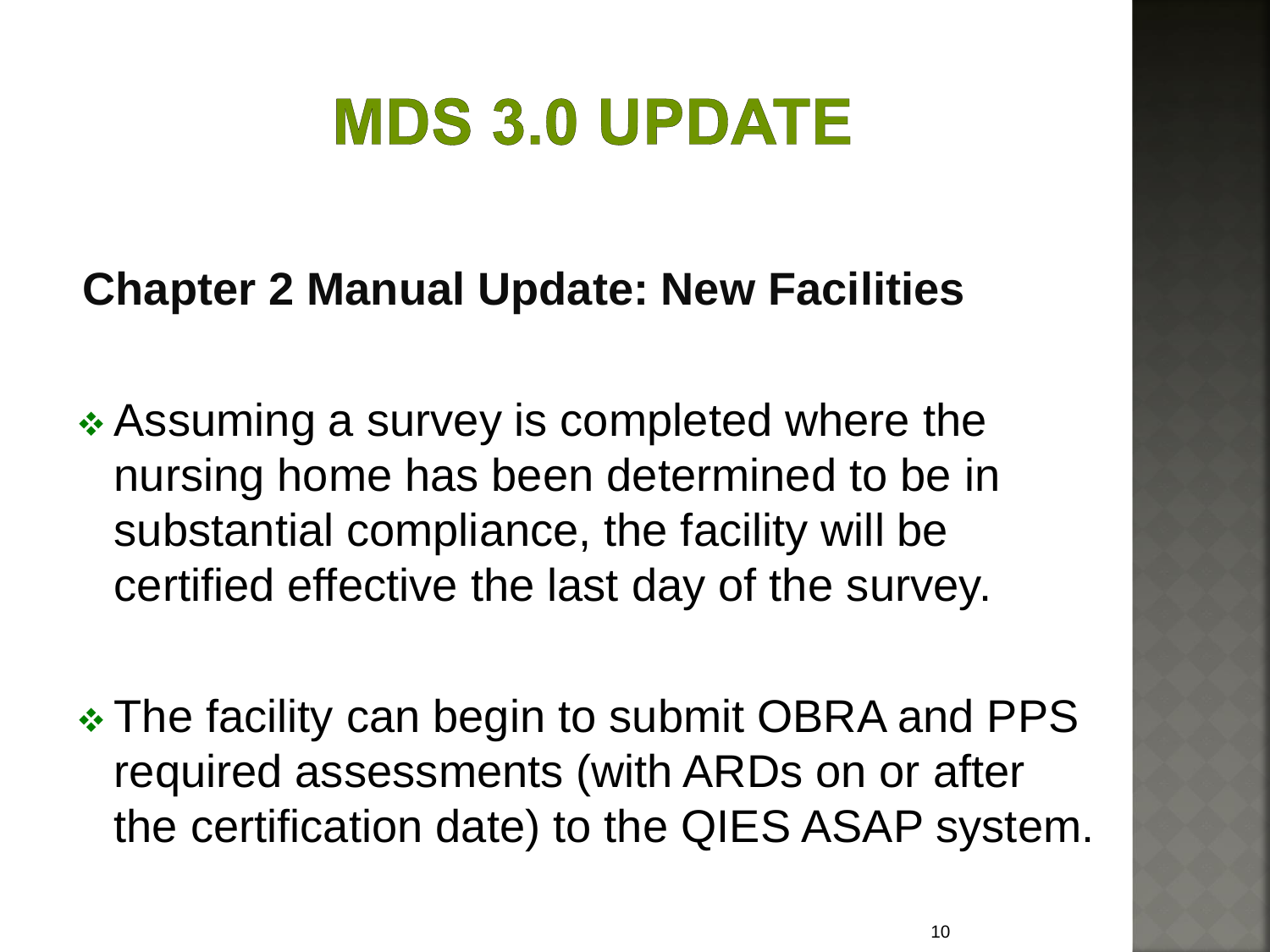# MDS 3.0 UPDATE

**Chapter 2 Manual Update: New Facilities**

- Assuming a survey is completed where the nursing home has been determined to be in substantial compliance, the facility will be certified effective the last day of the survey.

- The facility can begin to submit OBRA and PPS required assessments (with ARDs on or after the certification date) to the QIES ASAP system.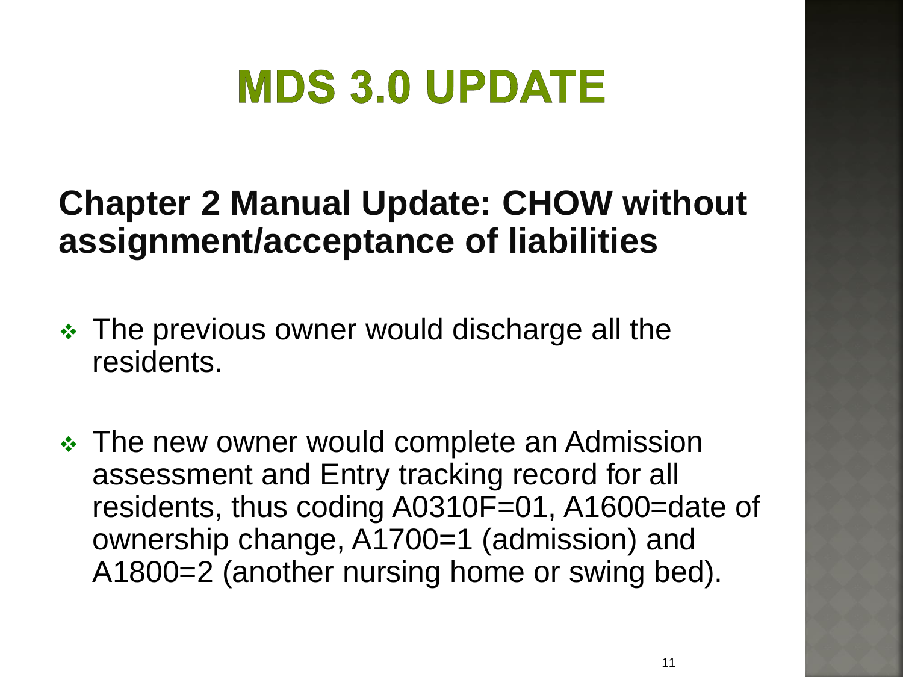# MDS 3.0 UPDATE

## Chapter 2 Manual Update: CHOW without assignment/acceptance of liabilities

- The previous owner would discharge all the residents.
- The new owner would complete an Admission assessment and Entry tracking record for all residents, thus coding A0310F=01, A1600=date of ownership change, A1700=1 (admission) and A1800=2 (another nursing home or swing bed).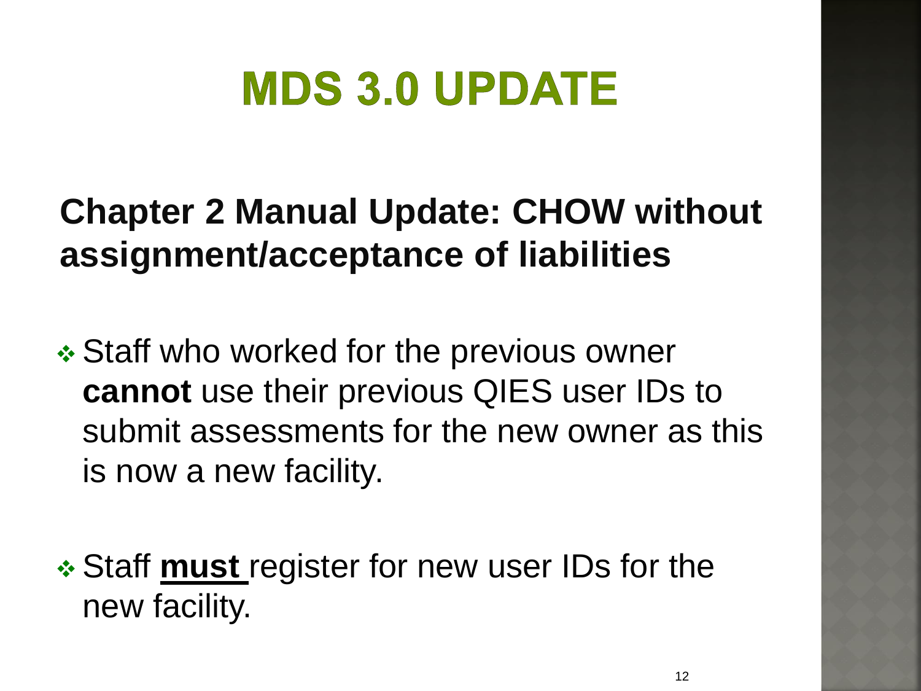# MDS 3.0 UPDATE

## Chapter 2 Manual Update: CHOW without assignment/acceptance of liabilities

- Staff who worked for the previous owner **cannot** use their previous QIES user IDs to submit assessments for the new owner as this is now a new facility.

- Staff **must** register for new user IDs for the new facility.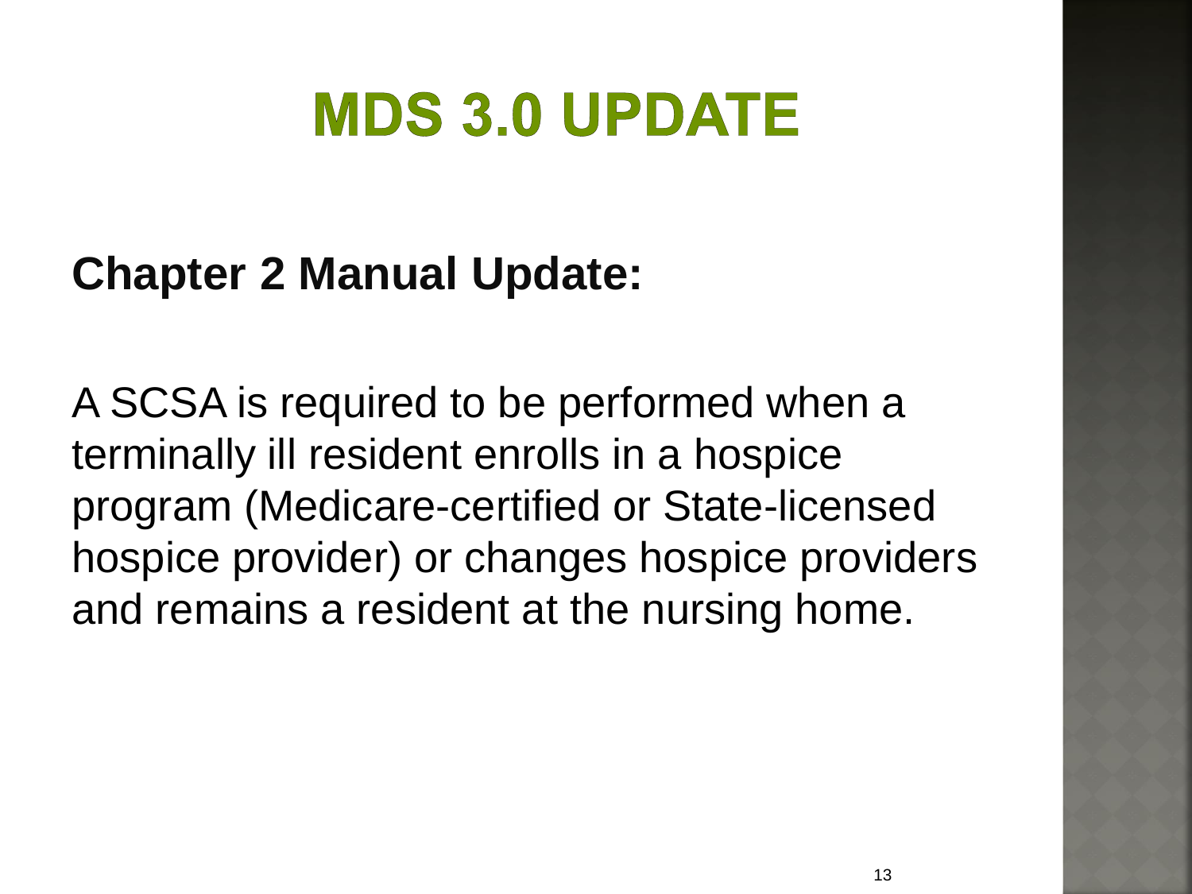# MDS 3.0 UPDATE

**Chapter 2 Manual Update:**

A SCSA is required to be performed when a terminally ill resident enrolls in a hospice program (Medicare-certified or State-licensed hospice provider) or changes hospice providers and remains a resident at the nursing home.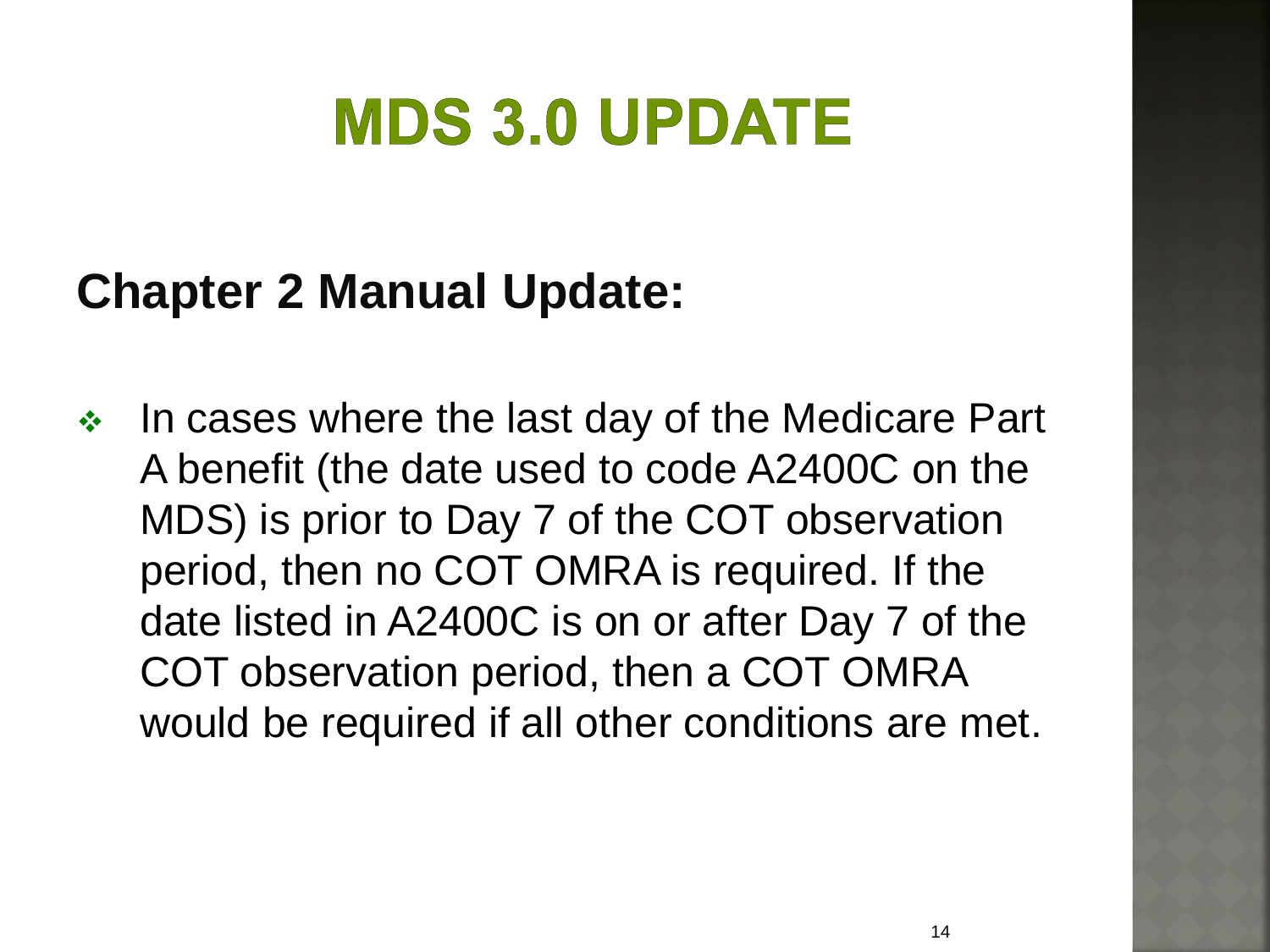# MDS 3.0 UPDATE

## Chapter 2 Manual Update:

- In cases where the last day of the Medicare Part A benefit (the date used to code A2400C on the MDS) is prior to Day 7 of the COT observation period, then no COT OMRA is required. If the date listed in A2400C is on or after Day 7 of the COT observation period, then a COT OMRA would be required if all other conditions are met.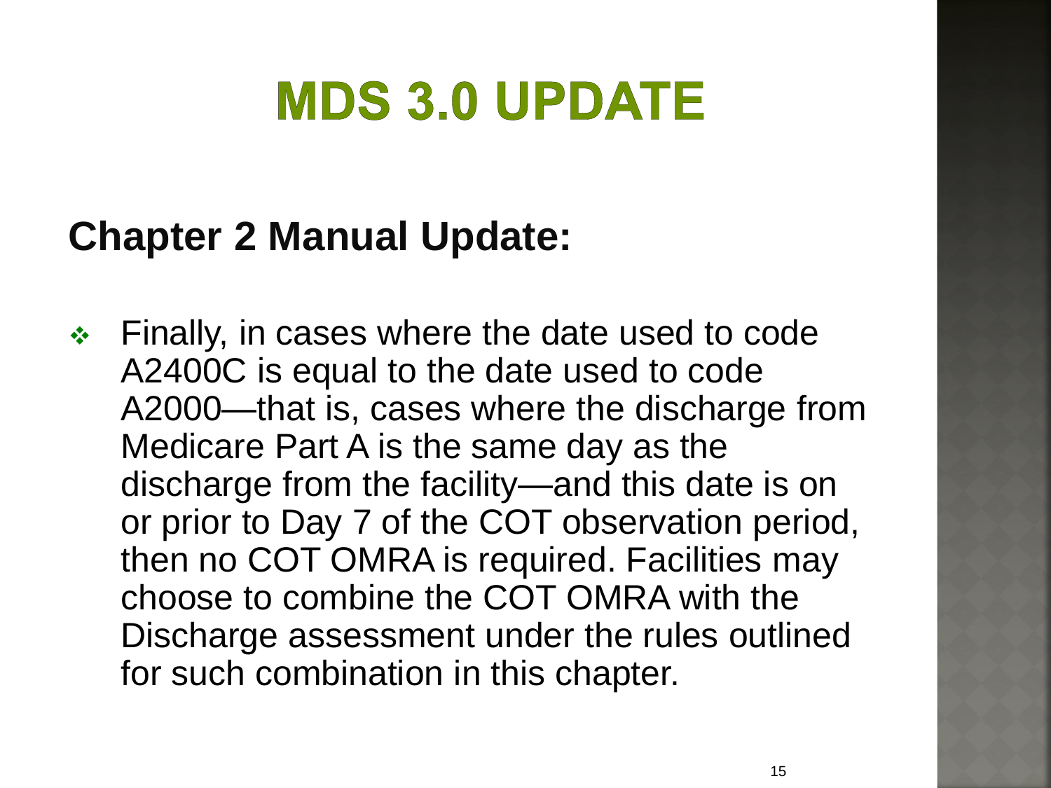# MDS 3.0 UPDATE

## Chapter 2 Manual Update:

- Finally, in cases where the date used to code A2400C is equal to the date used to code A2000—that is, cases where the discharge from Medicare Part A is the same day as the discharge from the facility—and this date is on or prior to Day 7 of the COT observation period, then no COT OMRA is required. Facilities may choose to combine the COT OMRA with the Discharge assessment under the rules outlined for such combination in this chapter.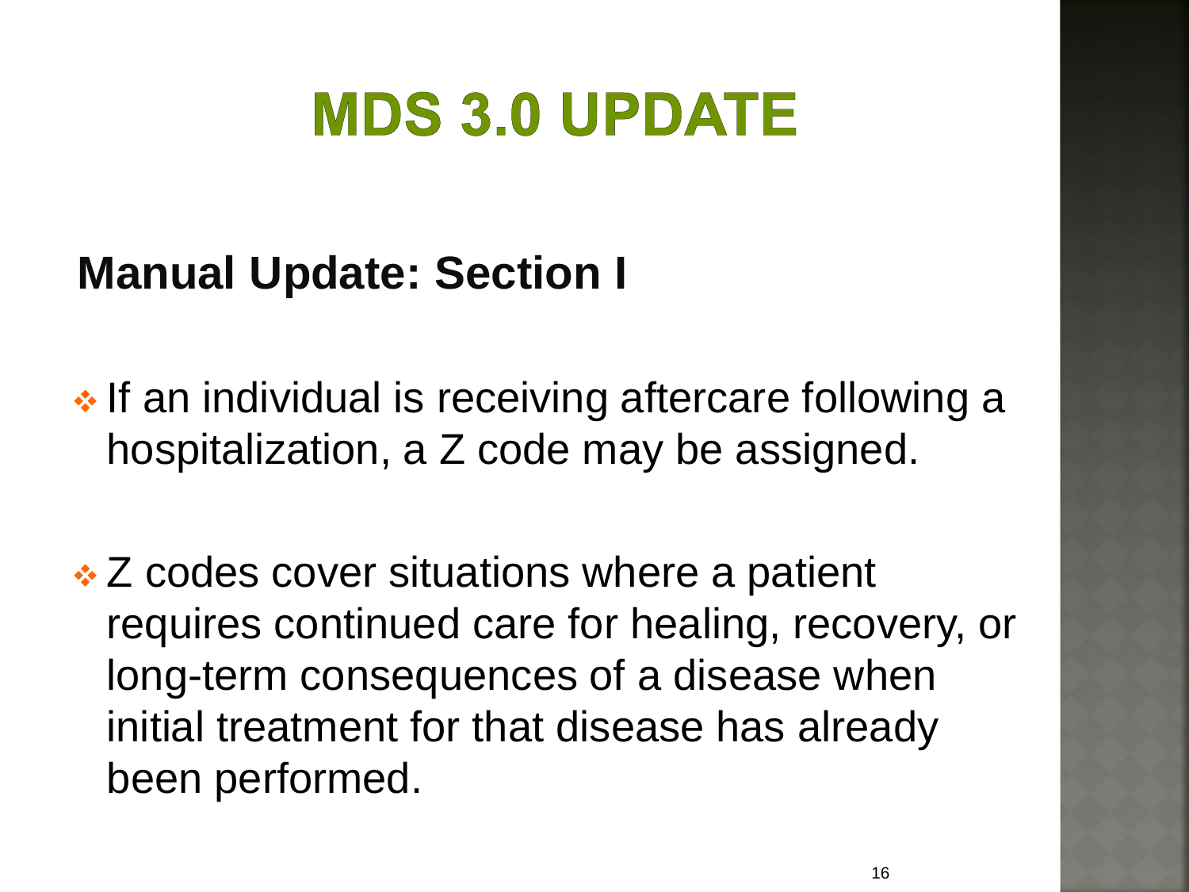# MDS 3.0 UPDATE

## Manual Update: Section I

- If an individual is receiving aftercare following a hospitalization, a Z code may be assigned.
- Z codes cover situations where a patient requires continued care for healing, recovery, or long-term consequences of a disease when initial treatment for that disease has already been performed.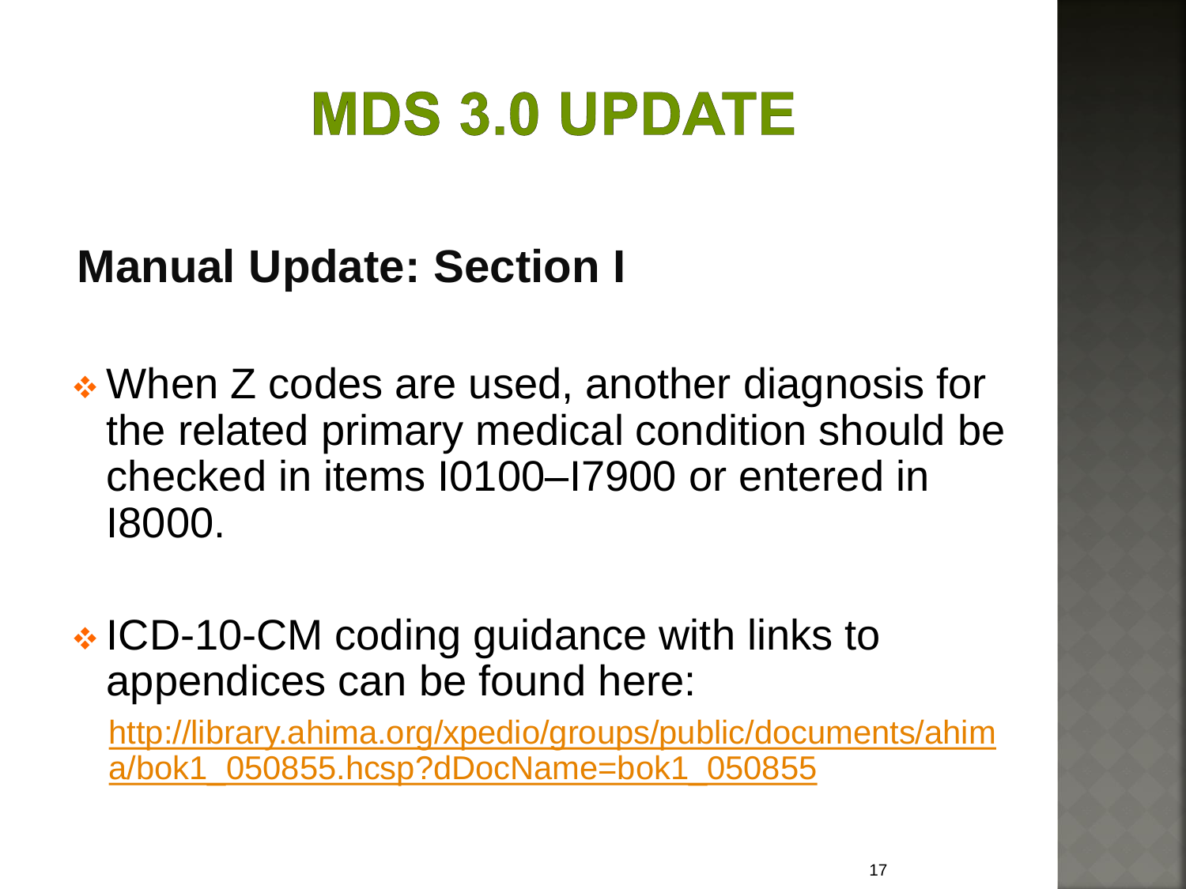# MDS 3.0 UPDATE

## Manual Update: Section I

- When Z codes are used, another diagnosis for the related primary medical condition should be checked in items I0100–I7900 or entered in I8000.

- ICD-10-CM coding guidance with links to appendices can be found here:

  http://library.ahima.org/xpedio/groups/public/documents/ahima/bok1_050855.hcsp?dDocName=bok1_050855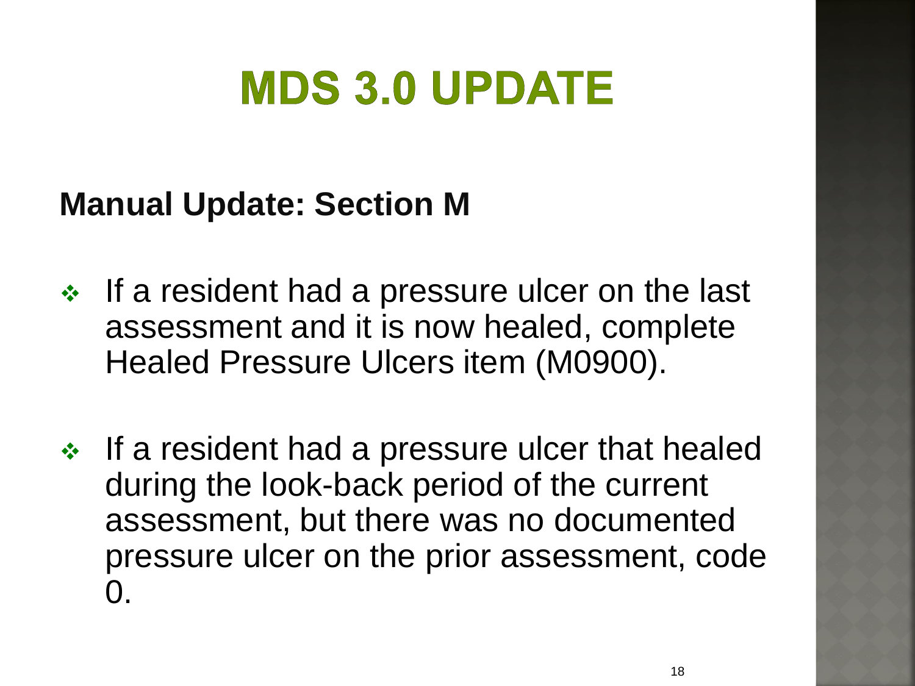# MDS 3.0 UPDATE

**Manual Update: Section M**

- If a resident had a pressure ulcer on the last assessment and it is now healed, complete Healed Pressure Ulcers item (M0900).
- If a resident had a pressure ulcer that healed during the look-back period of the current assessment, but there was no documented pressure ulcer on the prior assessment, code 0.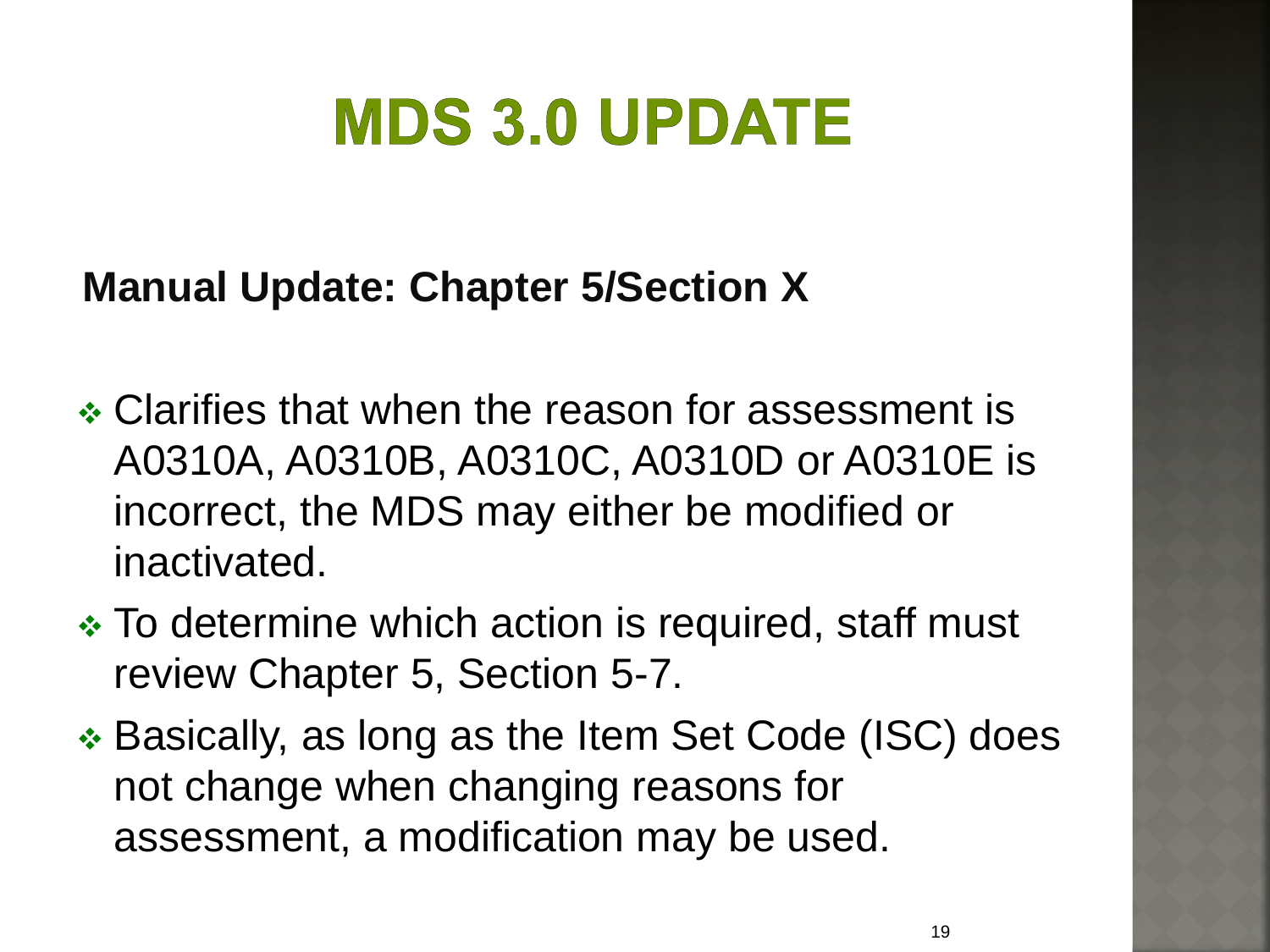# MDS 3.0 UPDATE

**Manual Update: Chapter 5/Section X**

- Clarifies that when the reason for assessment is A0310A, A0310B, A0310C, A0310D or A0310E is incorrect, the MDS may either be modified or inactivated.
- To determine which action is required, staff must review Chapter 5, Section 5-7.
- Basically, as long as the Item Set Code (ISC) does not change when changing reasons for assessment, a modification may be used.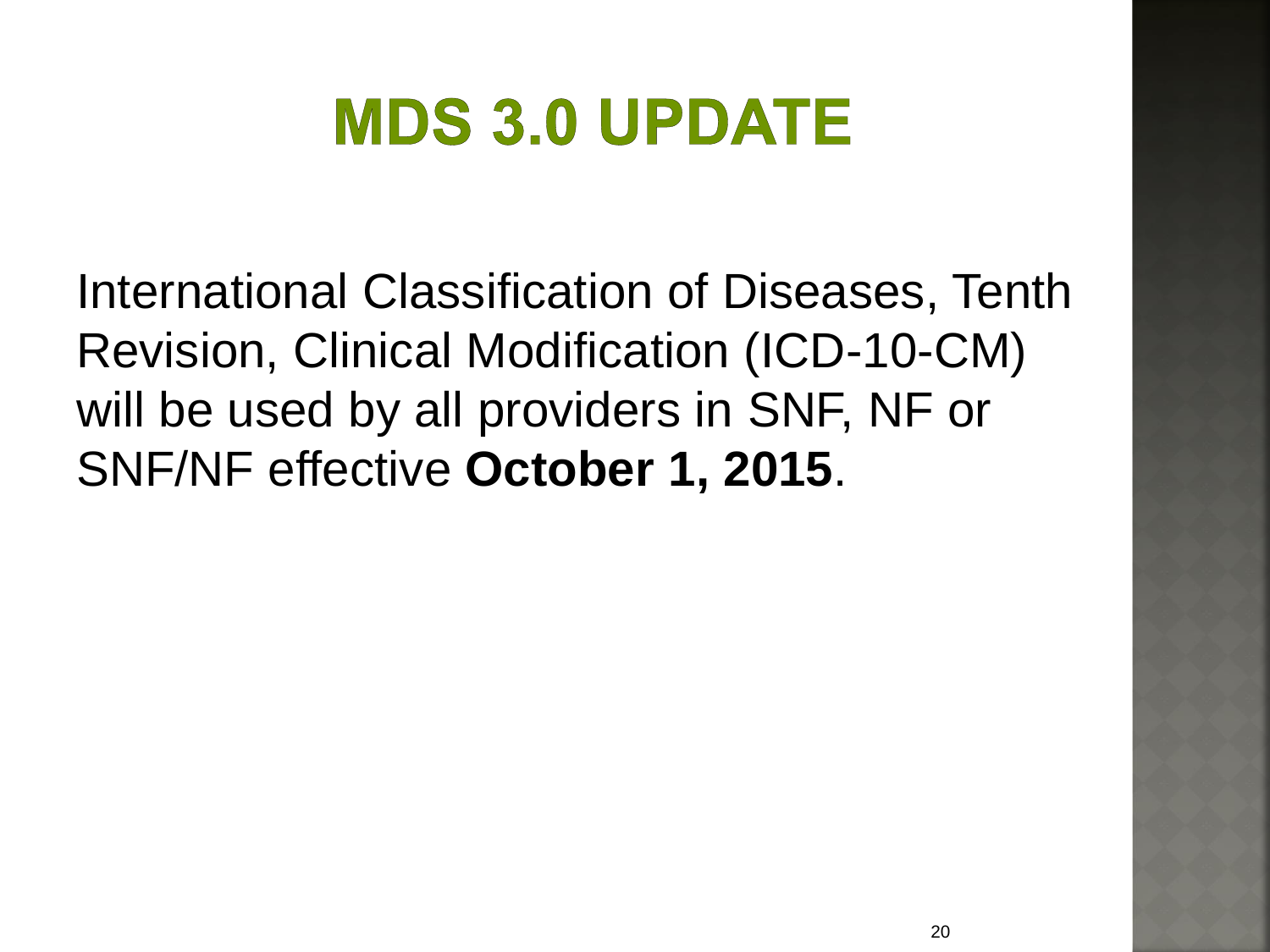# MDS 3.0 UPDATE

International Classification of Diseases, Tenth Revision, Clinical Modification (ICD-10-CM) will be used by all providers in SNF, NF or SNF/NF effective **October 1, 2015**.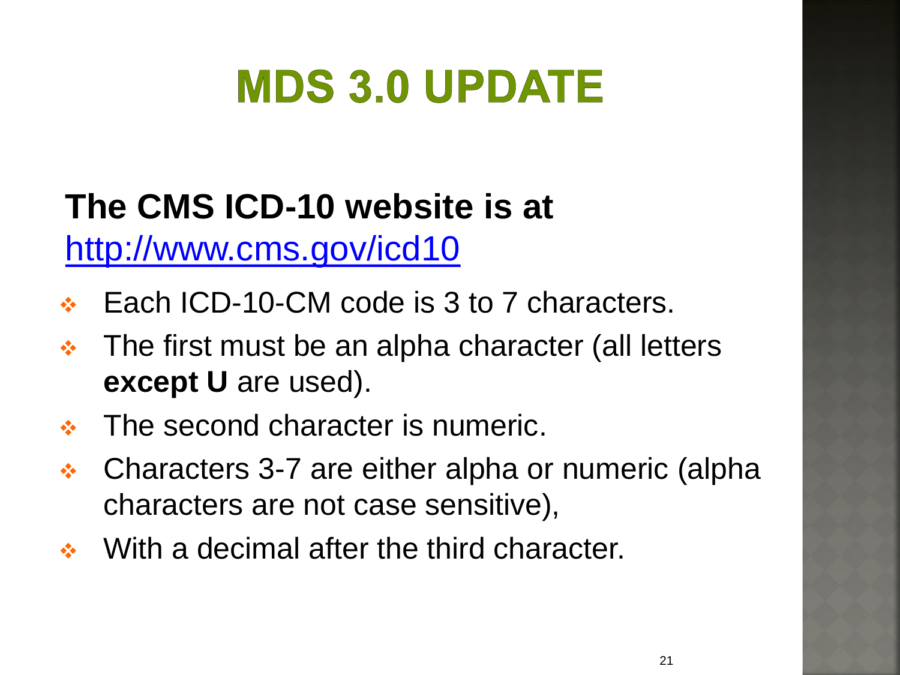# MDS 3.0 UPDATE

**The CMS ICD-10 website is at** [http://www.cms.gov/icd10](http://www.cms.gov/icd10)

- Each ICD-10-CM code is 3 to 7 characters.
- The first must be an alpha character (all letters **except U** are used).
- The second character is numeric.
- Characters 3-7 are either alpha or numeric (alpha characters are not case sensitive),
- With a decimal after the third character.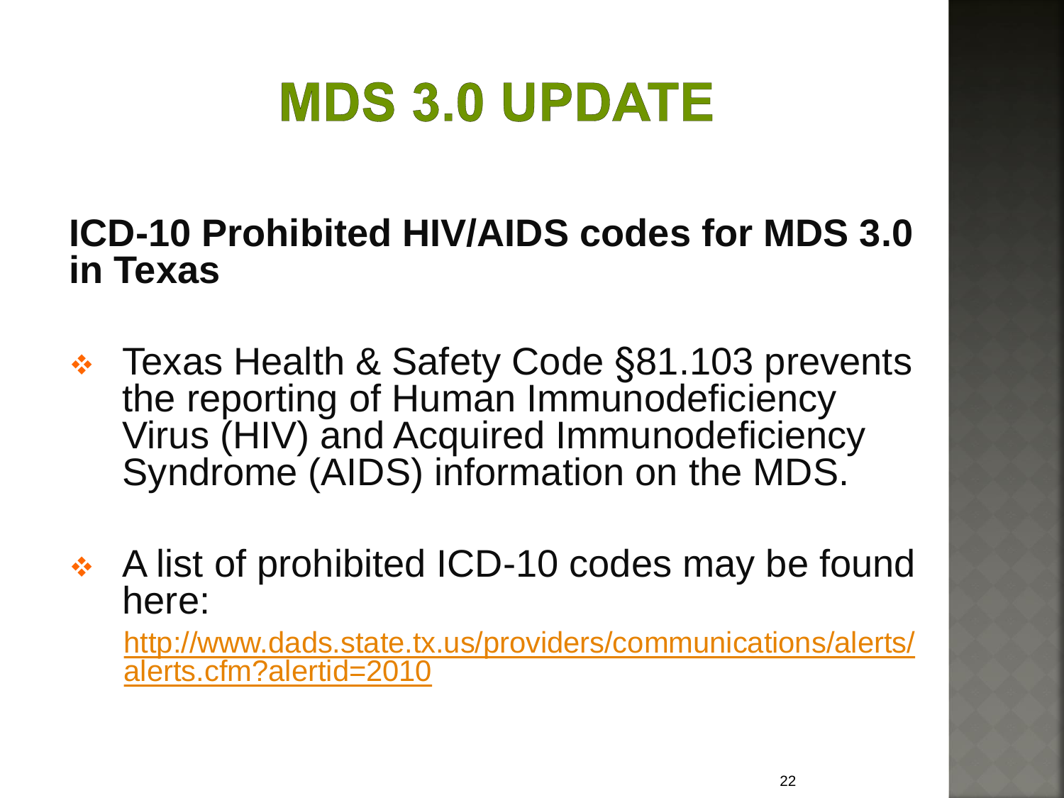# MDS 3.0 UPDATE

## ICD-10 Prohibited HIV/AIDS codes for MDS 3.0 in Texas

- Texas Health & Safety Code §81.103 prevents the reporting of Human Immunodeficiency Virus (HIV) and Acquired Immunodeficiency Syndrome (AIDS) information on the MDS.
- A list of prohibited ICD-10 codes may be found here:

  http://www.dads.state.tx.us/providers/communications/alerts/alerts.cfm?alertid=2010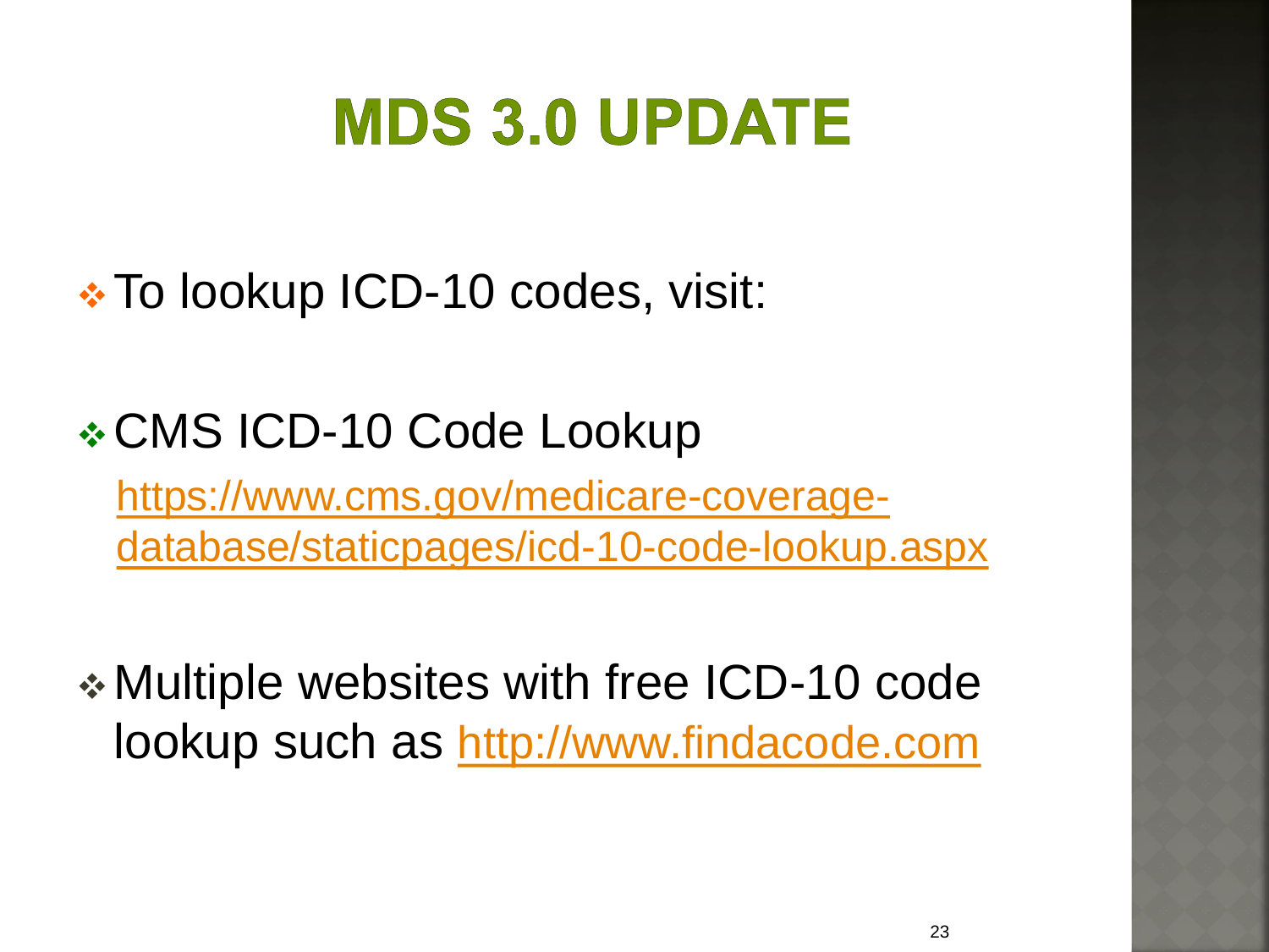# MDS 3.0 UPDATE

- To lookup ICD-10 codes, visit:
- CMS ICD-10 Code Lookup
  https://www.cms.gov/medicare-coverage-database/staticpages/icd-10-code-lookup.aspx
- Multiple websites with free ICD-10 code lookup such as http://www.findacode.com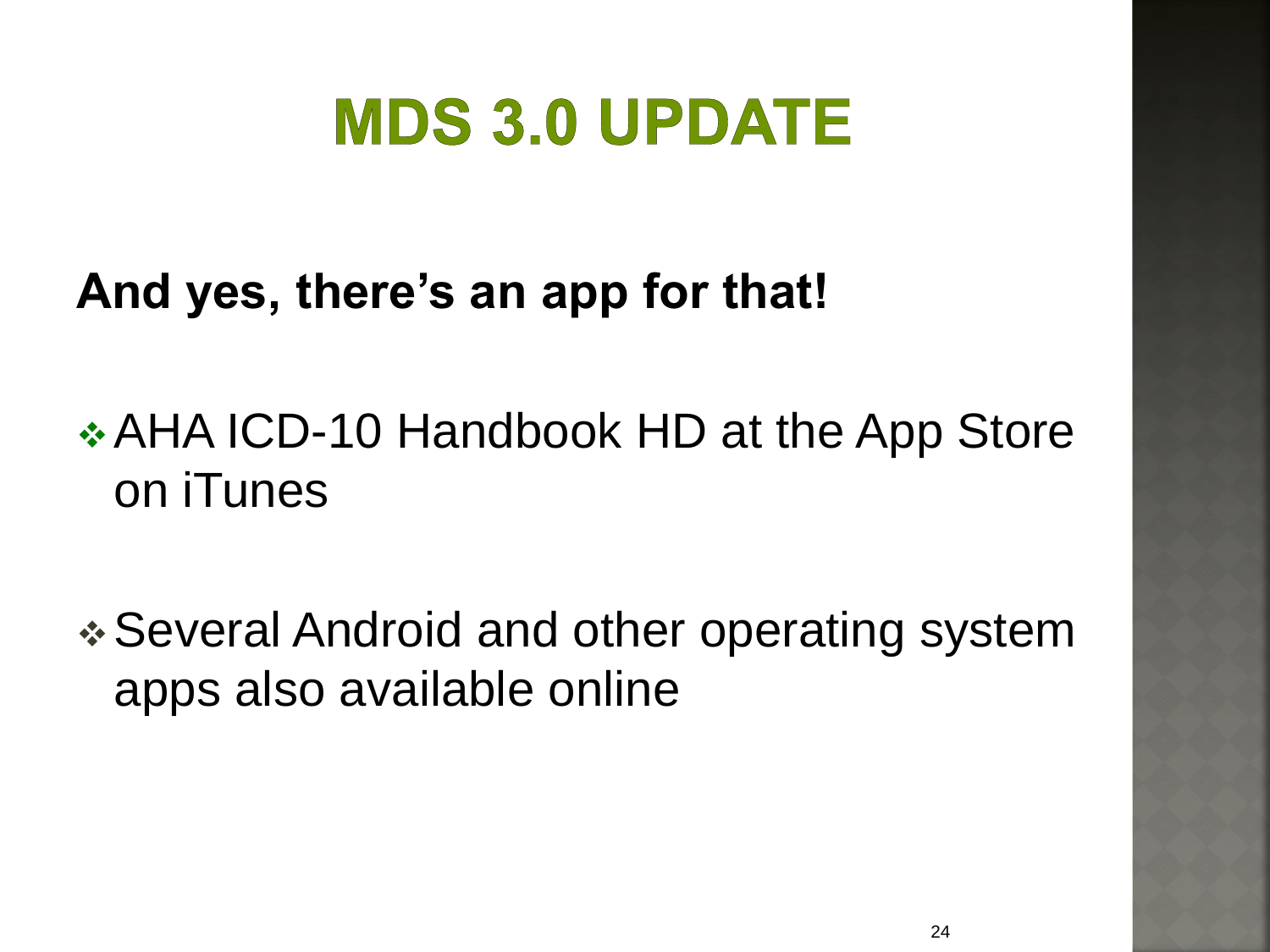# MDS 3.0 UPDATE

**And yes, there's an app for that!**

- AHA ICD-10 Handbook HD at the App Store on iTunes
- Several Android and other operating system apps also available online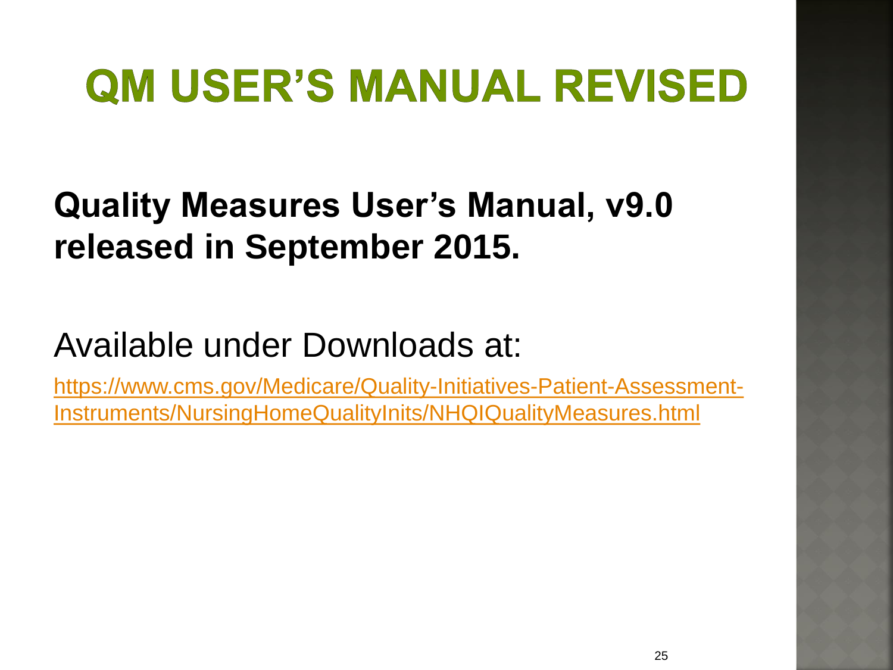# QM USER'S MANUAL REVISED

**Quality Measures User's Manual, v9.0 released in September 2015.**

Available under Downloads at:

[https://www.cms.gov/Medicare/Quality-Initiatives-Patient-Assessment-Instruments/NursingHomeQualityInits/NHQIQualityMeasures.html](https://www.cms.gov/Medicare/Quality-Initiatives-Patient-Assessment-Instruments/NursingHomeQualityInits/NHQIQualityMeasures.html)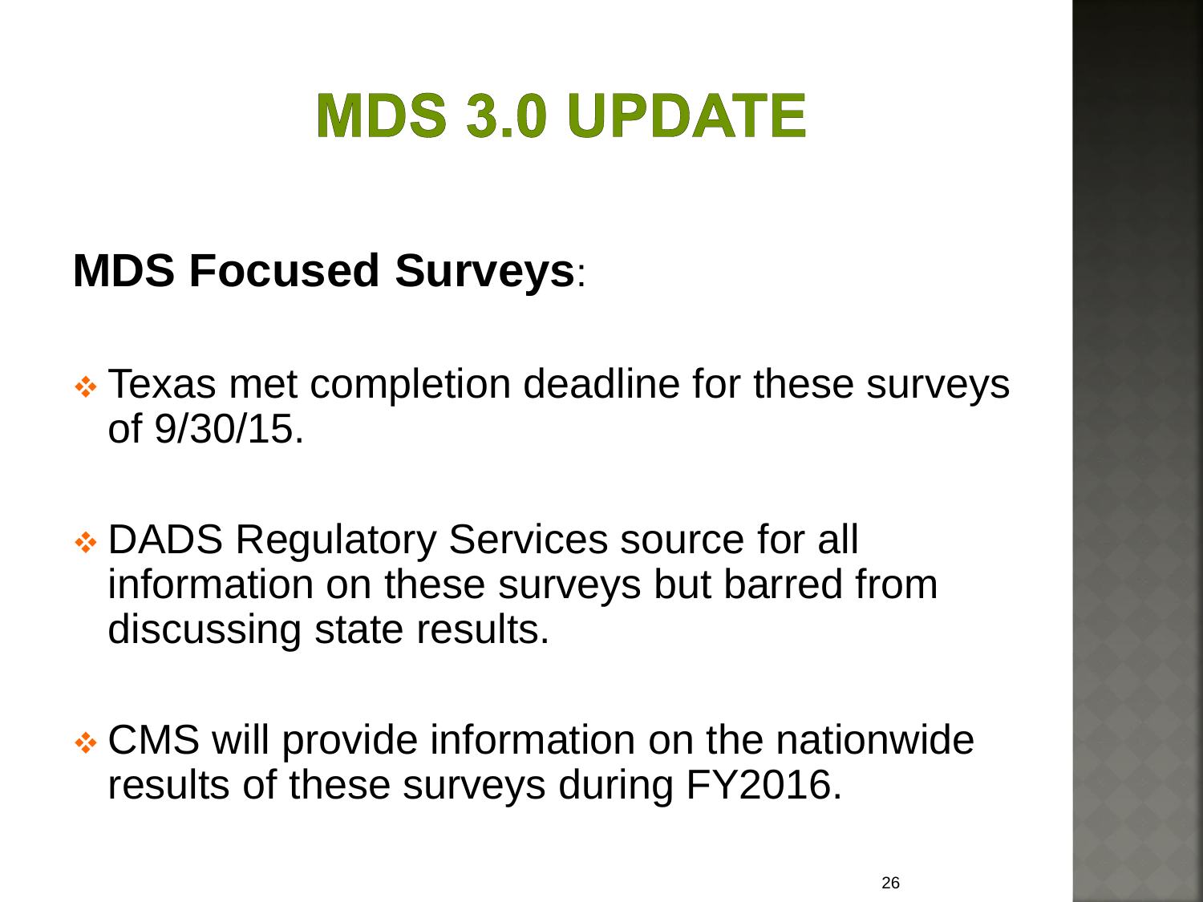# MDS 3.0 UPDATE

**MDS Focused Surveys**:

- Texas met completion deadline for these surveys of 9/30/15.
- DADS Regulatory Services source for all information on these surveys but barred from discussing state results.
- CMS will provide information on the nationwide results of these surveys during FY2016.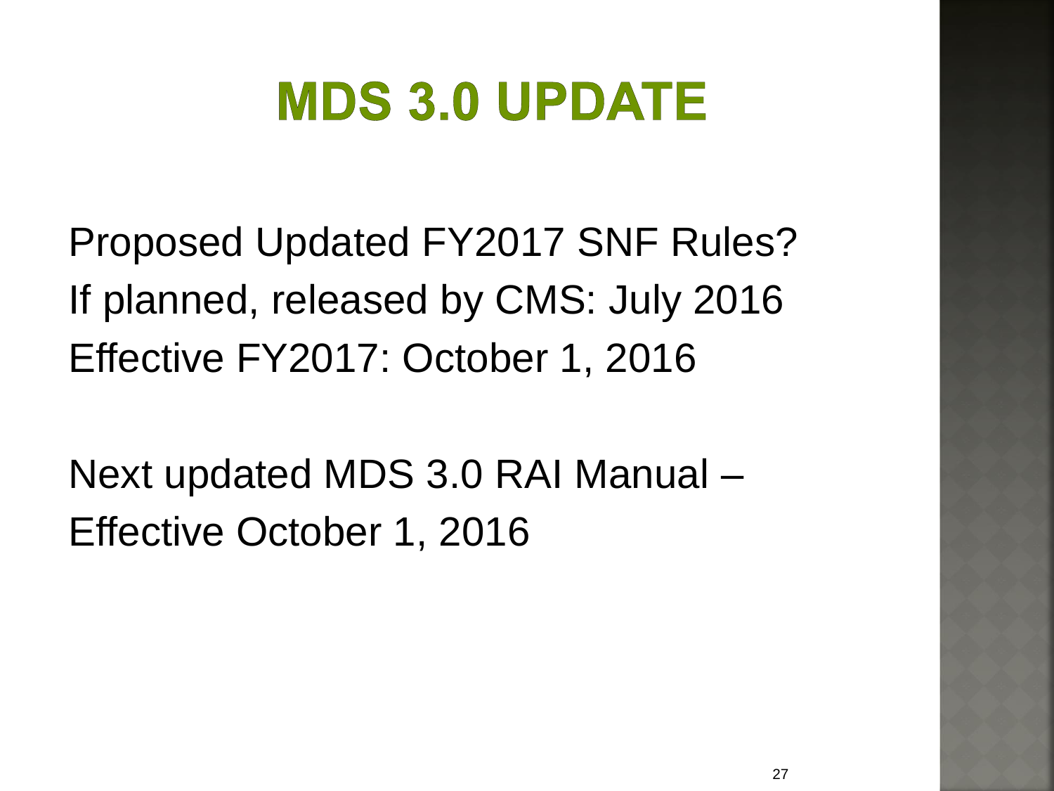# MDS 3.0 UPDATE

Proposed Updated FY2017 SNF Rules?
If planned, released by CMS: July 2016
Effective FY2017: October 1, 2016

Next updated MDS 3.0 RAI Manual –
Effective October 1, 2016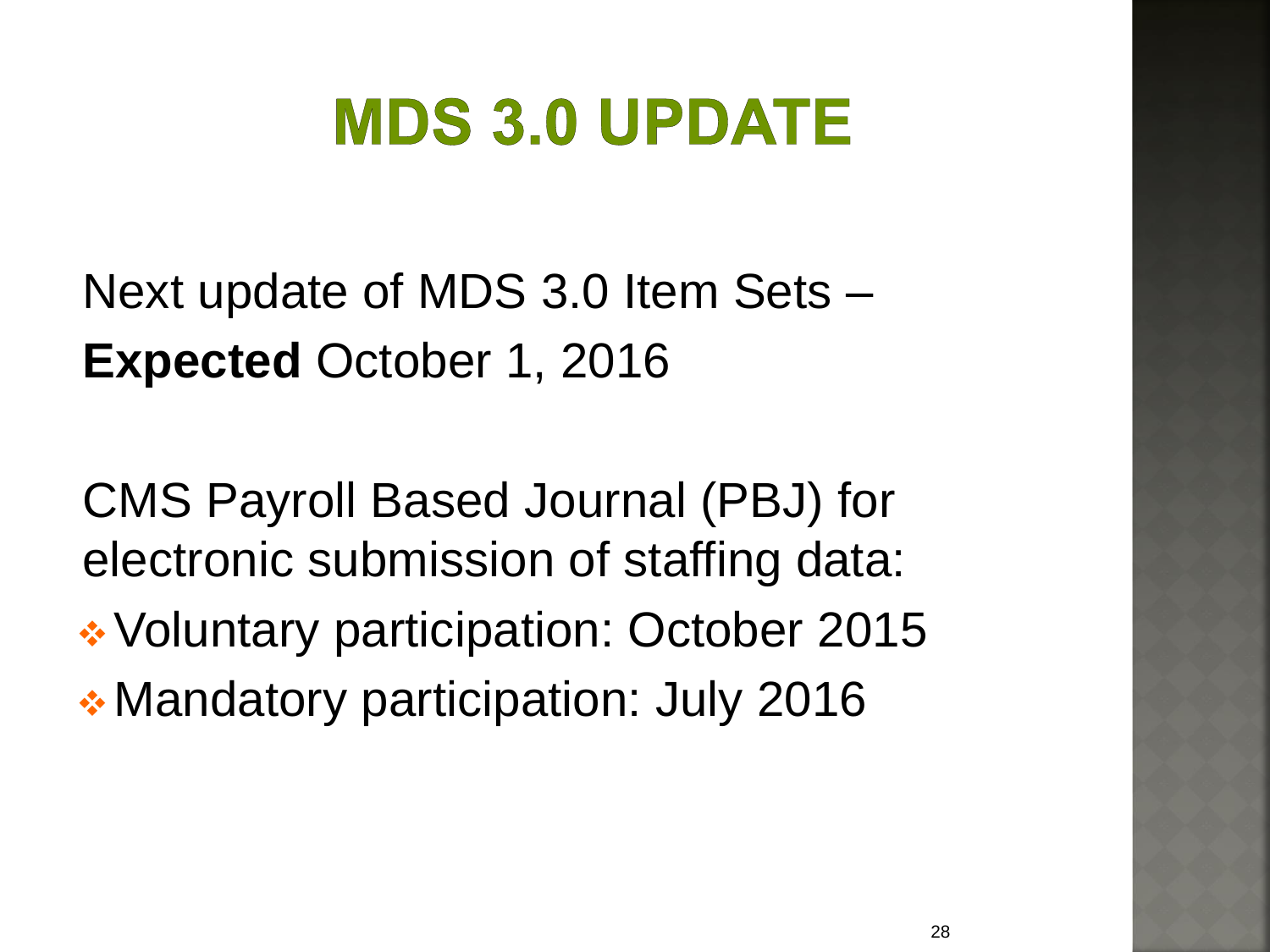# MDS 3.0 UPDATE

Next update of MDS 3.0 Item Sets – **Expected** October 1, 2016

CMS Payroll Based Journal (PBJ) for electronic submission of staffing data:

- Voluntary participation: October 2015
- Mandatory participation: July 2016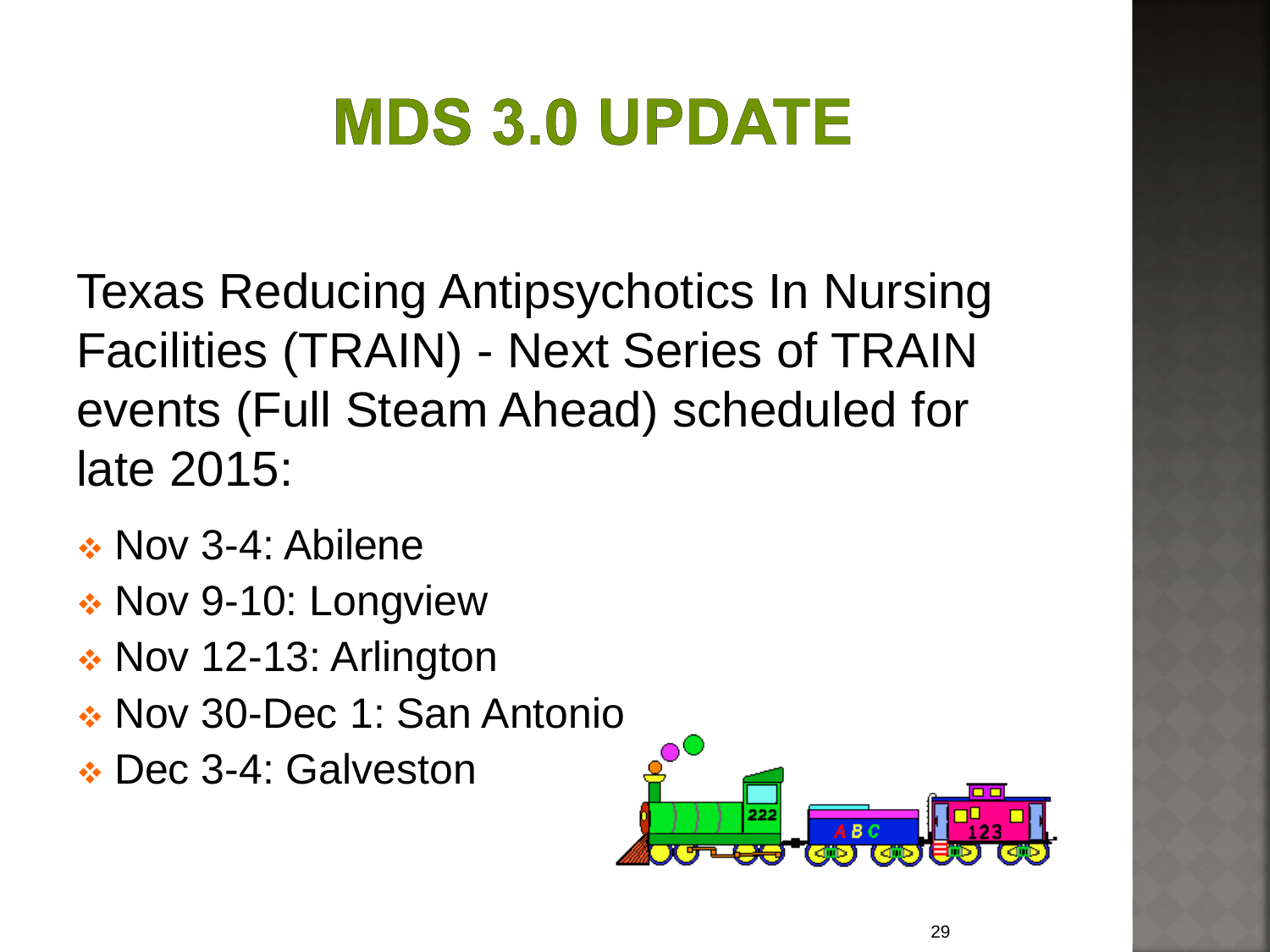# MDS 3.0 UPDATE

Texas Reducing Antipsychotics In Nursing Facilities (TRAIN) - Next Series of TRAIN events (Full Steam Ahead) scheduled for late 2015:

- Nov 3-4: Abilene
- Nov 9-10: Longview
- Nov 12-13: Arlington
- Nov 30-Dec 1: San Antonio
- Dec 3-4: Galveston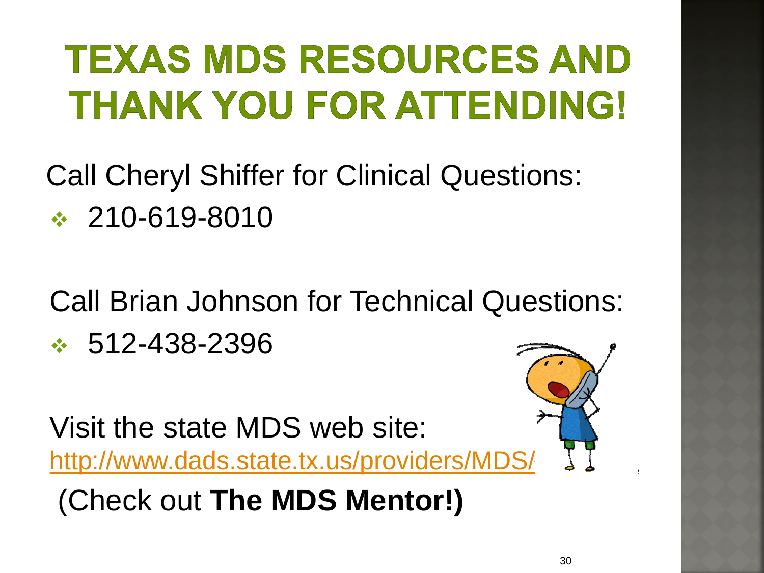# TEXAS MDS RESOURCES AND THANK YOU FOR ATTENDING!

Call Cheryl Shiffer for Clinical Questions:

- 210-619-8010

Call Brian Johnson for Technical Questions:

- 512-438-2396

Visit the state MDS web site:
http://www.dads.state.tx.us/providers/MDS/

(Check out **The MDS Mentor!)**